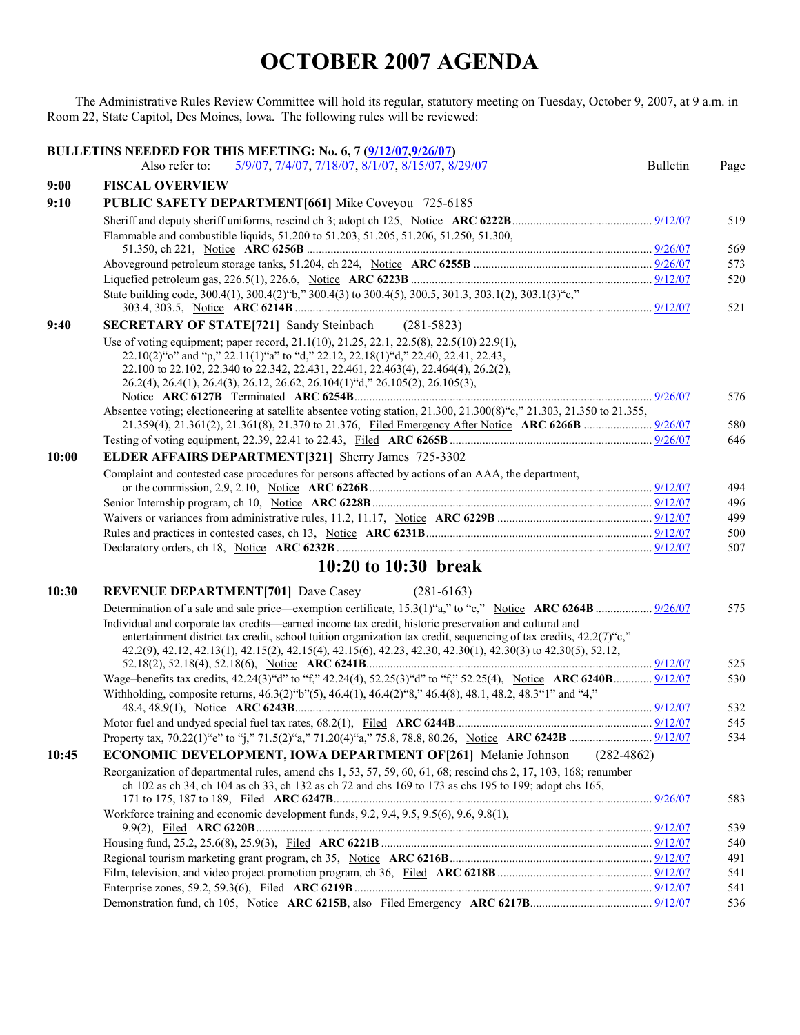# OCTOBER 2007 AGENDA

The Administrative Rules Review Committee will hold its regular, statutory meeting on Tuesday, October 9, 2007, at 9 a.m. in Room 22, State Capitol, Des Moines, Iowa. The following rules will be reviewed:

**BULLETINS NEEDED FOR THIS MEETING: No. 6, 7 (9/12/07,9/26/07)**
Also refer to: 5/9/07, 7/4/07, 7/18/07, 8/1/07, 8/15/07, 8/29/07

| | | Bulletin | Page |
|---|---|---|---|
| **9:00** | **FISCAL OVERVIEW** | | |
| **9:10** | **PUBLIC SAFETY DEPARTMENT[661]** Mike Coveyou 725-6185 | | |
| | Sheriff and deputy sheriff uniforms, rescind ch 3; adopt ch 125, Notice **ARC 6222B** | 9/12/07 | 519 |
| | Flammable and combustible liquids, 51.200 to 51.203, 51.205, 51.206, 51.250, 51.300, 51.350, ch 221, Notice **ARC 6256B** | 9/26/07 | 569 |
| | Aboveground petroleum storage tanks, 51.204, ch 224, Notice **ARC 6255B** | 9/26/07 | 573 |
| | Liquefied petroleum gas, 226.5(1), 226.6, Notice **ARC 6223B** | 9/12/07 | 520 |
| | State building code, 300.4(1), 300.4(2)"b," 300.4(3) to 300.4(5), 300.5, 301.3, 303.1(2), 303.1(3)"c," 303.4, 303.5, Notice **ARC 6214B** | 9/12/07 | 521 |
| **9:40** | **SECRETARY OF STATE[721]** Sandy Steinbach (281-5823) | | |
| | Use of voting equipment; paper record, 21.1(10), 21.25, 22.1, 22.5(8), 22.5(10) 22.9(1), 22.10(2)"o" and "p," 22.11(1)"a" to "d," 22.12, 22.18(1)"d," 22.40, 22.41, 22.43, 22.100 to 22.102, 22.340 to 22.342, 22.431, 22.461, 22.463(4), 22.464(4), 26.2(2), 26.2(4), 26.4(1), 26.4(3), 26.12, 26.62, 26.104(1)"d," 26.105(2), 26.105(3), Notice **ARC 6127B** Terminated **ARC 6254B** | 9/26/07 | 576 |
| | Absentee voting; electioneering at satellite absentee voting station, 21.300, 21.300(8)"c," 21.303, 21.350 to 21.355, 21.359(4), 21.361(2), 21.361(8), 21.370 to 21.376, Filed Emergency After Notice **ARC 6266B** | 9/26/07 | 580 |
| | Testing of voting equipment, 22.39, 22.41 to 22.43, Filed **ARC 6265B** | 9/26/07 | 646 |
| **10:00** | **ELDER AFFAIRS DEPARTMENT[321]** Sherry James 725-3302 | | |
| | Complaint and contested case procedures for persons affected by actions of an AAA, the department, or the commission, 2.9, 2.10, Notice **ARC 6226B** | 9/12/07 | 494 |
| | Senior Internship program, ch 10, Notice **ARC 6228B** | 9/12/07 | 496 |
| | Waivers or variances from administrative rules, 11.2, 11.17, Notice **ARC 6229B** | 9/12/07 | 499 |
| | Rules and practices in contested cases, ch 13, Notice **ARC 6231B** | 9/12/07 | 500 |
| | Declaratory orders, ch 18, Notice **ARC 6232B** | 9/12/07 | 507 |
| | **10:20 to 10:30 break** | | |
| **10:30** | **REVENUE DEPARTMENT[701]** Dave Casey (281-6163) | | |
| | Determination of a sale and sale price—exemption certificate, 15.3(1)"a," to "c," Notice **ARC 6264B** | 9/26/07 | 575 |
| | Individual and corporate tax credits—earned income tax credit, historic preservation and cultural and entertainment district tax credit, school tuition organization tax credit, sequencing of tax credits, 42.2(7)"c," 42.2(9), 42.12, 42.13(1), 42.15(2), 42.15(4), 42.15(6), 42.23, 42.30, 42.30(1), 42.30(3) to 42.30(5), 52.12, 52.18(2), 52.18(4), 52.18(6), Notice **ARC 6241B** | 9/12/07 | 525 |
| | Wage–benefits tax credits, 42.24(3)"d" to "f," 42.24(4), 52.25(3)"d" to "f," 52.25(4), Notice **ARC 6240B** | 9/12/07 | 530 |
| | Withholding, composite returns, 46.3(2)"b"(5), 46.4(1), 46.4(2)"8," 46.4(8), 48.1, 48.2, 48.3"1" and "4," 48.4, 48.9(1), Notice **ARC 6243B** | 9/12/07 | 532 |
| | Motor fuel and undyed special fuel tax rates, 68.2(1), Filed **ARC 6244B** | 9/12/07 | 545 |
| | Property tax, 70.22(1)"e" to "j," 71.5(2)"a," 71.20(4)"a," 75.8, 78.8, 80.26, Notice **ARC 6242B** | 9/12/07 | 534 |
| **10:45** | **ECONOMIC DEVELOPMENT, IOWA DEPARTMENT OF[261]** Melanie Johnson (282-4862) | | |
| | Reorganization of departmental rules, amend chs 1, 53, 57, 59, 60, 61, 68; rescind chs 2, 17, 103, 168; renumber ch 102 as ch 34, ch 104 as ch 33, ch 132 as ch 72 and chs 169 to 173 as chs 195 to 199; adopt chs 165, 171 to 175, 187 to 189, Filed **ARC 6247B** | 9/26/07 | 583 |
| | Workforce training and economic development funds, 9.2, 9.4, 9.5, 9.5(6), 9.6, 9.8(1), 9.9(2), Filed **ARC 6220B** | 9/12/07 | 539 |
| | Housing fund, 25.2, 25.6(8), 25.9(3), Filed **ARC 6221B** | 9/12/07 | 540 |
| | Regional tourism marketing grant program, ch 35, Notice **ARC 6216B** | 9/12/07 | 491 |
| | Film, television, and video project promotion program, ch 36, Filed **ARC 6218B** | 9/12/07 | 541 |
| | Enterprise zones, 59.2, 59.3(6), Filed **ARC 6219B** | 9/12/07 | 541 |
| | Demonstration fund, ch 105, Notice **ARC 6215B**, also Filed Emergency **ARC 6217B** | 9/12/07 | 536 |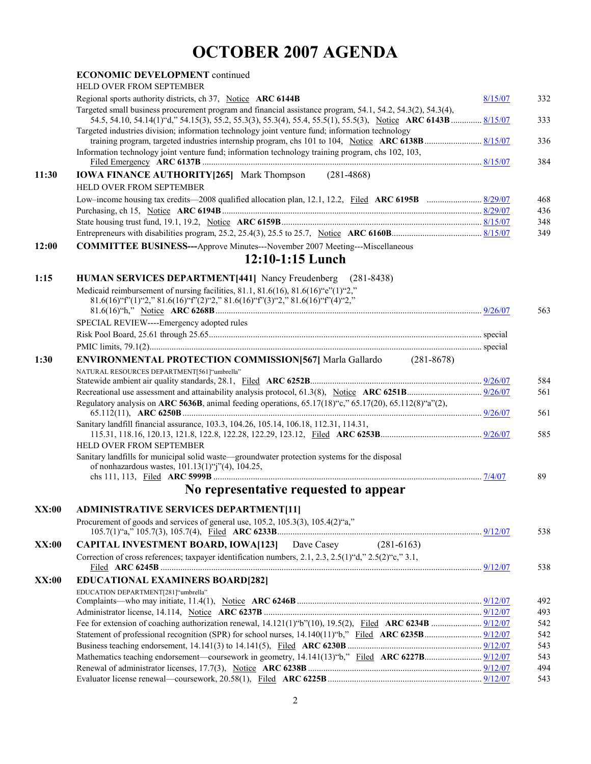# OCTOBER 2007 AGENDA

| Time | Item | Date | Page |
|---|---|---|---|
| | **ECONOMIC DEVELOPMENT** continued | | |
| | HELD OVER FROM SEPTEMBER | | |
| | Regional sports authority districts, ch 37, Notice **ARC 6144B** | 8/15/07 | 332 |
| | Targeted small business procurement program and financial assistance program, 54.1, 54.2, 54.3(2), 54.3(4), 54.5, 54.10, 54.14(1)"d," 54.15(3), 55.2, 55.3(3), 55.3(4), 55.4, 55.5(1), 55.5(3), Notice **ARC 6143B** | 8/15/07 | 333 |
| | Targeted industries division; information technology joint venture fund; information technology training program, targeted industries internship program, chs 101 to 104, Notice **ARC 6138B** | 8/15/07 | 336 |
| | Information technology joint venture fund; information technology training program, chs 102, 103, Filed Emergency **ARC 6137B** | 8/15/07 | 384 |
| **11:30** | **IOWA FINANCE AUTHORITY[265]** Mark Thompson (281-4868) | | |
| | HELD OVER FROM SEPTEMBER | | |
| | Low–income housing tax credits—2008 qualified allocation plan, 12.1, 12.2, Filed **ARC 6195B** | 8/29/07 | 468 |
| | Purchasing, ch 15, Notice **ARC 6194B** | 8/29/07 | 436 |
| | State housing trust fund, 19.1, 19.2, Notice **ARC 6159B** | 8/15/07 | 348 |
| | Entrepreneurs with disabilities program, 25.2, 25.4(3), 25.5 to 25.7, Notice **ARC 6160B** | 8/15/07 | 349 |
| **12:00** | **COMMITTEE BUSINESS---**Approve Minutes---November 2007 Meeting---Miscellaneous | | |

## 12:10-1:15 Lunch

| Time | Item | Date | Page |
|---|---|---|---|
| **1:15** | **HUMAN SERVICES DEPARTMENT[441]** Nancy Freudenberg (281-8438) | | |
| | Medicaid reimbursement of nursing facilities, 81.1, 81.6(16), 81.6(16)"e"(1)"2," 81.6(16)"f"(1)"2," 81.6(16)"f"(2)"2," 81.6(16)"f"(3)"2," 81.6(16)"f"(4)"2," 81.6(16)"h," Notice **ARC 6268B** | 9/26/07 | 563 |
| | SPECIAL REVIEW----Emergency adopted rules | | |
| | Risk Pool Board, 25.61 through 25.65 | special | |
| | PMIC limits, 79.1(2) | special | |
| **1:30** | **ENVIRONMENTAL PROTECTION COMMISSION[567]** Marla Gallardo (281-8678) | | |
| | NATURAL RESOURCES DEPARTMENT[561]"umbrella" | | |
| | Statewide ambient air quality standards, 28.1, Filed **ARC 6252B** | 9/26/07 | 584 |
| | Recreational use assessment and attainability analysis protocol, 61.3(8), Notice **ARC 6251B** | 9/26/07 | 561 |
| | Regulatory analysis on **ARC 5636B**, animal feeding operations, 65.17(18)"c," 65.17(20), 65.112(8)"a"(2), 65.112(11), **ARC 6250B** | 9/26/07 | 561 |
| | Sanitary landfill financial assurance, 103.3, 104.26, 105.14, 106.18, 112.31, 114.31, 115.31, 118.16, 120.13, 121.8, 122.8, 122.28, 122.29, 123.12, Filed **ARC 6253B** | 9/26/07 | 585 |
| | HELD OVER FROM SEPTEMBER | | |
| | Sanitary landfills for municipal solid waste—groundwater protection systems for the disposal of nonhazardous wastes, 101.13(1)"j"(4), 104.25, chs 111, 113, Filed **ARC 5999B** | 7/4/07 | 89 |

## No representative requested to appear

| Time | Item | Date | Page |
|---|---|---|---|
| **XX:00** | **ADMINISTRATIVE SERVICES DEPARTMENT[11]** | | |
| | Procurement of goods and services of general use, 105.2, 105.3(3), 105.4(2)"a," 105.7(1)"a," 105.7(3), 105.7(4), Filed **ARC 6233B** | 9/12/07 | 538 |
| **XX:00** | **CAPITAL INVESTMENT BOARD, IOWA[123]** Dave Casey (281-6163) | | |
| | Correction of cross references; taxpayer identification numbers, 2.1, 2.3, 2.5(1)"d," 2.5(2)"c," 3.1, Filed **ARC 6245B** | 9/12/07 | 538 |
| **XX:00** | **EDUCATIONAL EXAMINERS BOARD[282]** | | |
| | EDUCATION DEPARTMENT[281]"umbrella" | | |
| | Complaints—who may initiate, 11.4(1), Notice **ARC 6246B** | 9/12/07 | 492 |
| | Administrator license, 14.114, Notice **ARC 6237B** | 9/12/07 | 493 |
| | Fee for extension of coaching authorization renewal, 14.121(1)"b"(10), 19.5(2), Filed **ARC 6234B** | 9/12/07 | 542 |
| | Statement of professional recognition (SPR) for school nurses, 14.140(11)"b," Filed **ARC 6235B** | 9/12/07 | 542 |
| | Business teaching endorsement, 14.141(3) to 14.141(5), Filed **ARC 6230B** | 9/12/07 | 543 |
| | Mathematics teaching endorsement—coursework in geometry, 14.141(13)"b," Filed **ARC 6227B** | 9/12/07 | 543 |
| | Renewal of administrator licenses, 17.7(3), Notice **ARC 6238B** | 9/12/07 | 494 |
| | Evaluator license renewal—coursework, 20.58(1), Filed **ARC 6225B** | 9/12/07 | 543 |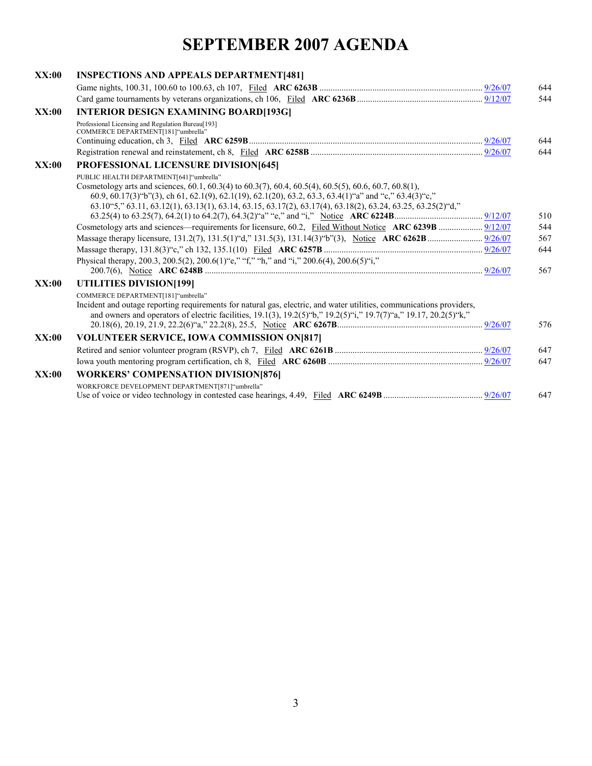# SEPTEMBER 2007 AGENDA

| | | | |
|---|---|---|---|
| **XX:00** | **INSPECTIONS AND APPEALS DEPARTMENT[481]** | | |
| | Game nights, 100.31, 100.60 to 100.63, ch 107, Filed **ARC 6263B** | 9/26/07 | 644 |
| | Card game tournaments by veterans organizations, ch 106, Filed **ARC 6236B** | 9/12/07 | 544 |
| **XX:00** | **INTERIOR DESIGN EXAMINING BOARD[193G]** | | |
| | Professional Licensing and Regulation Bureau[193] COMMERCE DEPARTMENT[181]"umbrella" | | |
| | Continuing education, ch 3, Filed **ARC 6259B** | 9/26/07 | 644 |
| | Registration renewal and reinstatement, ch 8, Filed **ARC 6258B** | 9/26/07 | 644 |
| **XX:00** | **PROFESSIONAL LICENSURE DIVISION[645]** | | |
| | PUBLIC HEALTH DEPARTMENT[641]"umbrella" | | |
| | Cosmetology arts and sciences, 60.1, 60.3(4) to 60.3(7), 60.4, 60.5(4), 60.5(5), 60.6, 60.7, 60.8(1), 60.9, 60.17(3)"b"(3), ch 61, 62.1(9), 62.1(19), 62.1(20), 63.2, 63.3, 63.4(1)"a" and "c," 63.4(3)"c," 63.10"5," 63.11, 63.12(1), 63.13(1), 63.14, 63.15, 63.17(2), 63.17(4), 63.18(2), 63.24, 63.25, 63.25(2)"d," 63.25(4) to 63.25(7), 64.2(1) to 64.2(7), 64.3(2)"a" "e," and "i," Notice **ARC 6224B** | 9/12/07 | 510 |
| | Cosmetology arts and sciences—requirements for licensure, 60.2, Filed Without Notice **ARC 6239B** | 9/12/07 | 544 |
| | Massage therapy licensure, 131.2(7), 131.5(1)"d," 131.5(3), 131.14(3)"b"(3), Notice **ARC 6262B** | 9/26/07 | 567 |
| | Massage therapy, 131.8(3)"c," ch 132, 135.1(10) Filed **ARC 6257B** | 9/26/07 | 644 |
| | Physical therapy, 200.3, 200.5(2), 200.6(1)"e," "f," "h," and "i," 200.6(4), 200.6(5)"i," 200.7(6), Notice **ARC 6248B** | 9/26/07 | 567 |
| **XX:00** | **UTILITIES DIVISION[199]** | | |
| | COMMERCE DEPARTMENT[181]"umbrella" | | |
| | Incident and outage reporting requirements for natural gas, electric, and water utilities, communications providers, and owners and operators of electric facilities, 19.1(3), 19.2(5)"b," 19.2(5)"i," 19.7(7)"a," 19.17, 20.2(5)"k," 20.18(6), 20.19, 21.9, 22.2(6)"a," 22.2(8), 25.5, Notice **ARC 6267B** | 9/26/07 | 576 |
| **XX:00** | **VOLUNTEER SERVICE, IOWA COMMISSION ON[817]** | | |
| | Retired and senior volunteer program (RSVP), ch 7, Filed **ARC 6261B** | 9/26/07 | 647 |
| | Iowa youth mentoring program certification, ch 8, Filed **ARC 6260B** | 9/26/07 | 647 |
| **XX:00** | **WORKERS' COMPENSATION DIVISION[876]** | | |
| | WORKFORCE DEVELOPMENT DEPARTMENT[871]"umbrella" | | |
| | Use of voice or video technology in contested case hearings, 4.49, Filed **ARC 6249B** | 9/26/07 | 647 |